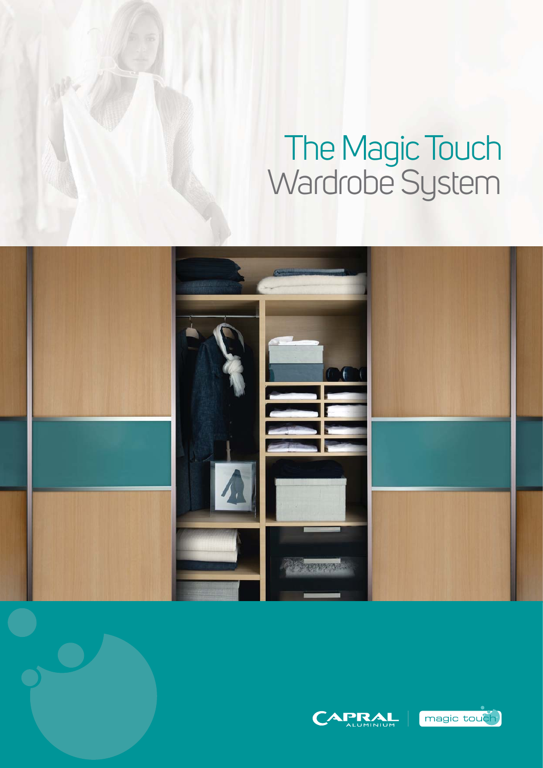# The Magic Touch Wardrobe System

CAPRAL ALUMINIUM

magic touch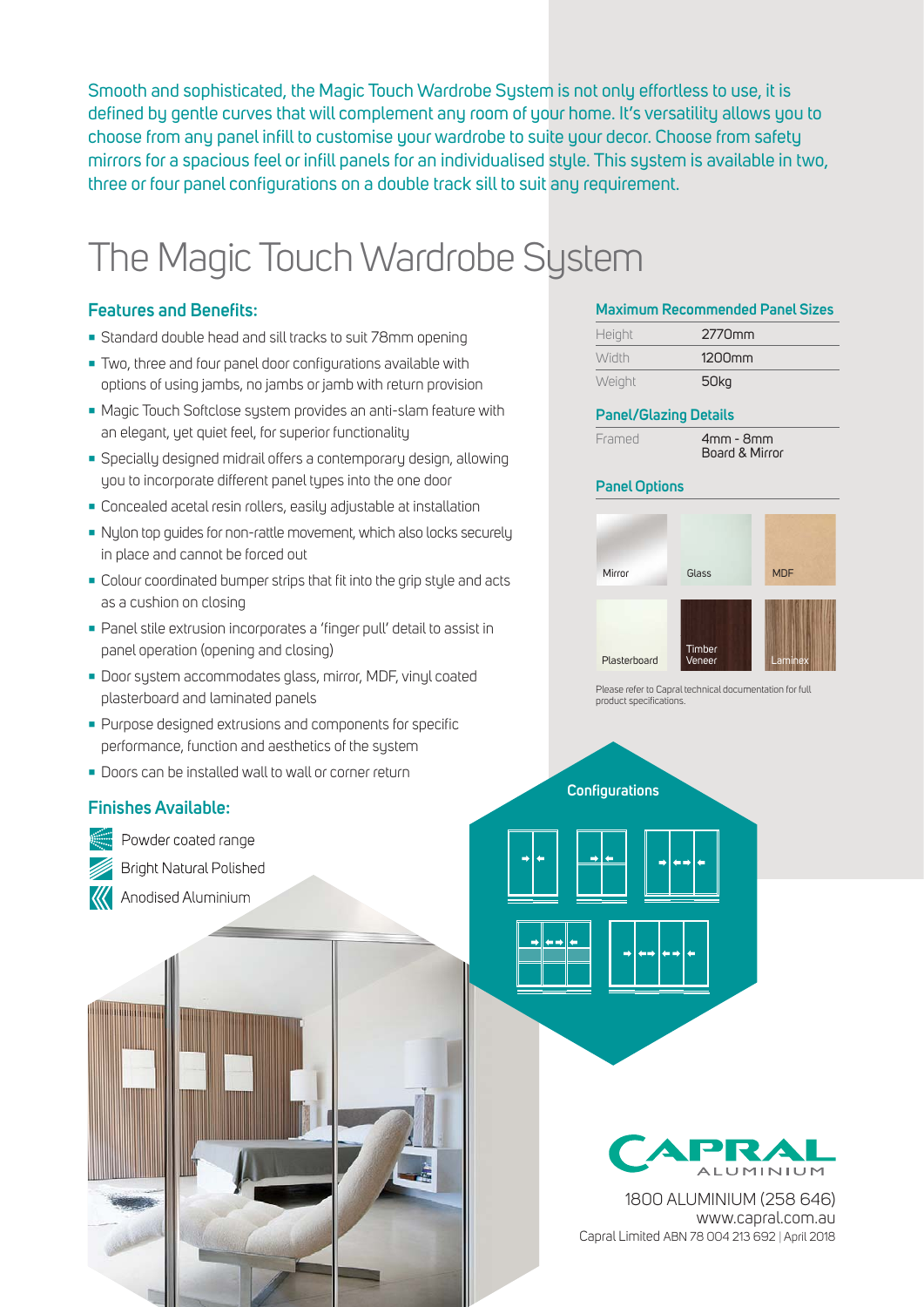Smooth and sophisticated, the Magic Touch Wardrobe System is not only effortless to use, it is defined by gentle curves that will complement any room of your home. It's versatility allows you to choose from any panel infill to customise your wardrobe to suite your decor. Choose from safety mirrors for a spacious feel or infill panels for an individualised style. This system is available in two, three or four panel configurations on a double track sill to suit any requirement.

# The Magic Touch Wardrobe System

## Features and Benefits:

- Standard double head and sill tracks to suit 78mm opening
- Two, three and four panel door configurations available with options of using jambs, no jambs or jamb with return provision
- Magic Touch Softclose system provides an anti-slam feature with an elegant, yet quiet feel, for superior functionality
- Specially designed midrail offers a contemporary design, allowing you to incorporate different panel types into the one door
- Concealed acetal resin rollers, easily adjustable at installation
- Nylon top guides for non-rattle movement, which also locks securely in place and cannot be forced out
- Colour coordinated bumper strips that fit into the grip style and acts as a cushion on closing
- Panel stile extrusion incorporates a 'finger pull' detail to assist in panel operation (opening and closing)
- Door system accommodates glass, mirror, MDF, vinyl coated plasterboard and laminated panels
- Purpose designed extrusions and components for specific performance, function and aesthetics of the system
- Doors can be installed wall to wall or corner return

## Finishes Available:

- Powder coated range
- Bright Natural Polished
- Anodised Aluminium

### Maximum Recommended Panel Sizes

| | |
|---|---|
| Height | 2770mm |
| Width | 1200mm |
| Weight | 50kg |

### Panel/Glazing Details

| | |
|---|---|
| Framed | 4mm - 8mm Board & Mirror |

### Panel Options

Mirror
Glass
MDF
Plasterboard
Timber Veneer
Laminex

Please refer to Capral technical documentation for full product specifications.

### Configurations

CAPRAL ALUMINIUM

1800 ALUMINIUM (258 646)
www.capral.com.au
Capral Limited ABN 78 004 213 692 | April 2018